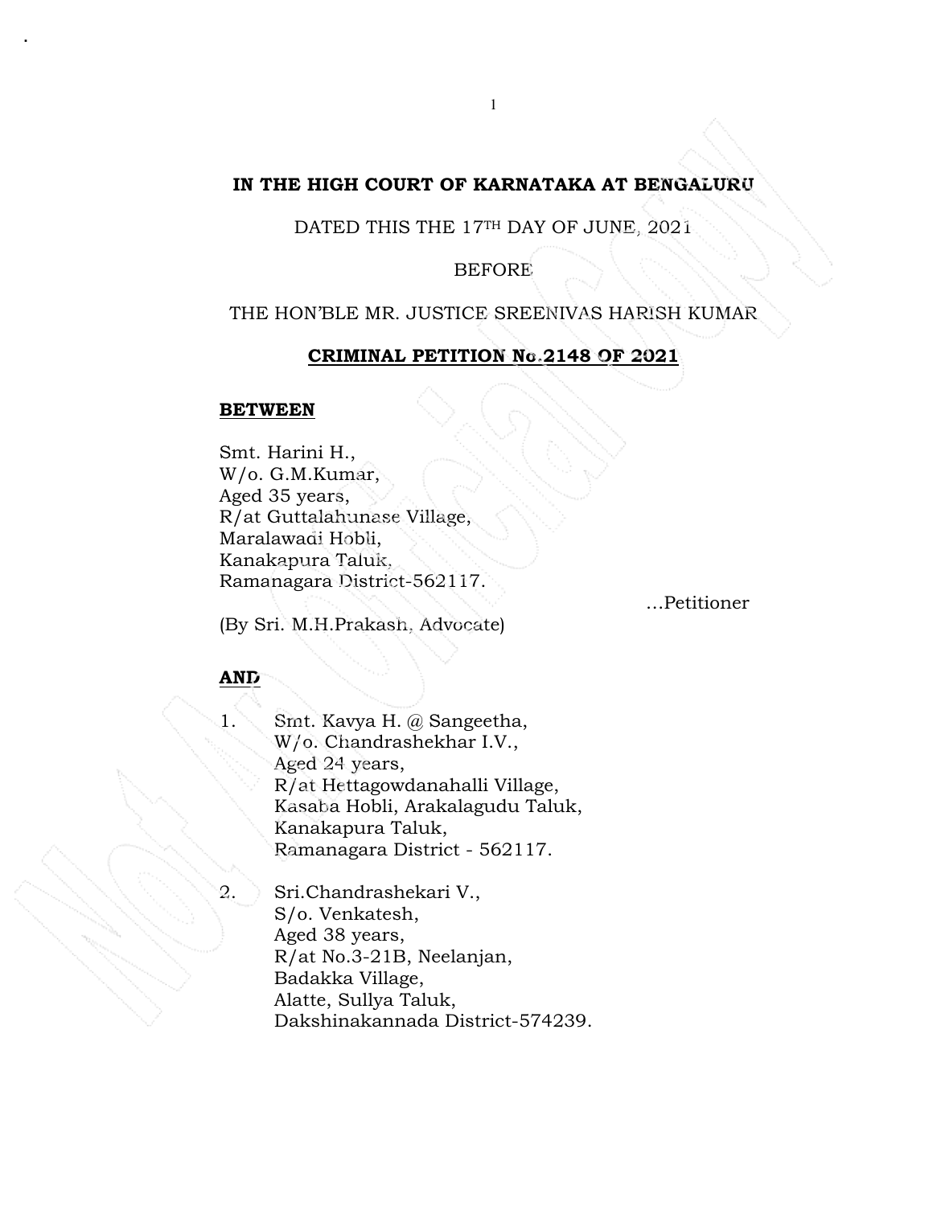**IN THE HIGH COURT OF KARNATAKA AT BENGALURU**

DATED THIS THE 17TH DAY OF JUNE, 2021

BEFORE

THE HON'BLE MR. JUSTICE SREENIVAS HARISH KUMAR

**CRIMINAL PETITION No.2148 OF 2021**

**BETWEEN**

Smt. Harini H.,
W/o. G.M.Kumar,
Aged 35 years,
R/at Guttalahunase Village,
Maralawadi Hobli,
Kanakapura Taluk,
Ramanagara District-562117.

...Petitioner

(By Sri. M.H.Prakash, Advocate)

**AND**

1. Smt. Kavya H. @ Sangeetha,
   W/o. Chandrashekhar I.V.,
   Aged 24 years,
   R/at Hettagowdanahalli Village,
   Kasaba Hobli, Arakalagudu Taluk,
   Kanakapura Taluk,
   Ramanagara District - 562117.

2. Sri.Chandrashekari V.,
   S/o. Venkatesh,
   Aged 38 years,
   R/at No.3-21B, Neelanjan,
   Badakka Village,
   Alatte, Sullya Taluk,
   Dakshinakannada District-574239.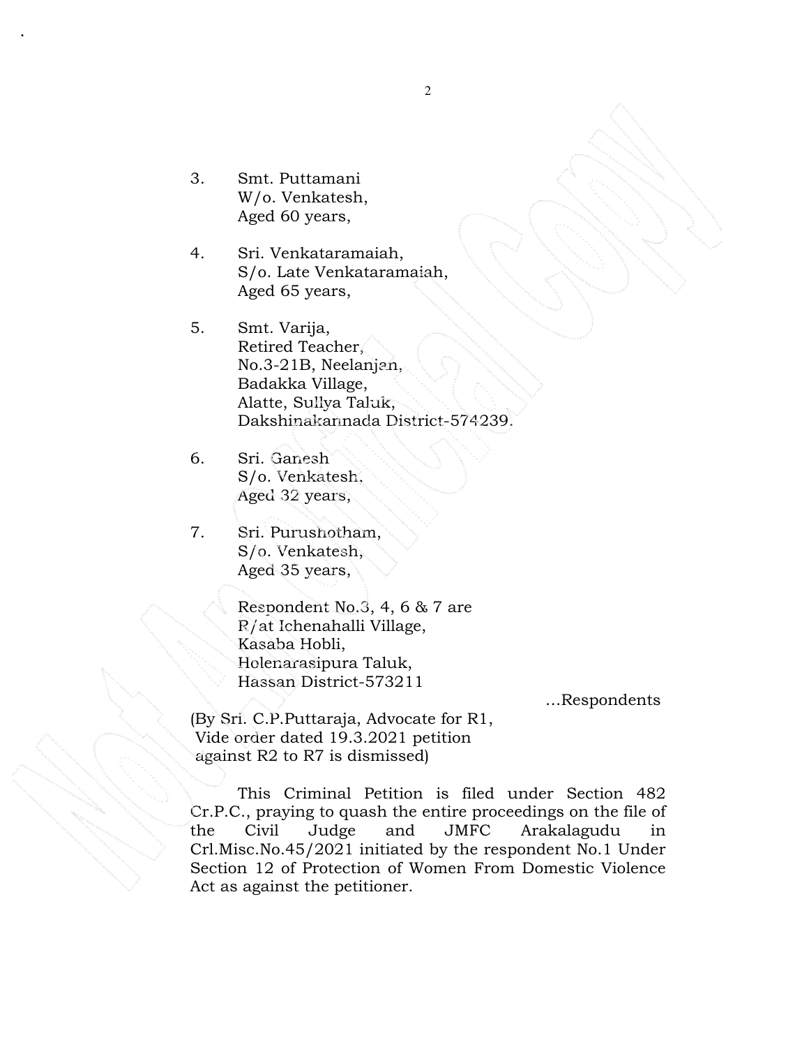3. Smt. Puttamani
   W/o. Venkatesh,
   Aged 60 years,

4. Sri. Venkataramaiah,
   S/o. Late Venkataramaiah,
   Aged 65 years,

5. Smt. Varija,
   Retired Teacher,
   No.3-21B, Neelanjan,
   Badakka Village,
   Alatte, Sullya Taluk,
   Dakshinakannada District-574239.

6. Sri. Ganesh
   S/o. Venkatesh,
   Aged 32 years,

7. Sri. Purushotham,
   S/o. Venkatesh,
   Aged 35 years,

   Respondent No.3, 4, 6 & 7 are
   R/at Ichenahalli Village,
   Kasaba Hobli,
   Holenarasipura Taluk,
   Hassan District-573211

...Respondents

(By Sri. C.P.Puttaraja, Advocate for R1,
Vide order dated 19.3.2021 petition
against R2 to R7 is dismissed)

This Criminal Petition is filed under Section 482 Cr.P.C., praying to quash the entire proceedings on the file of the Civil Judge and JMFC Arakalagudu in Crl.Misc.No.45/2021 initiated by the respondent No.1 Under Section 12 of Protection of Women From Domestic Violence Act as against the petitioner.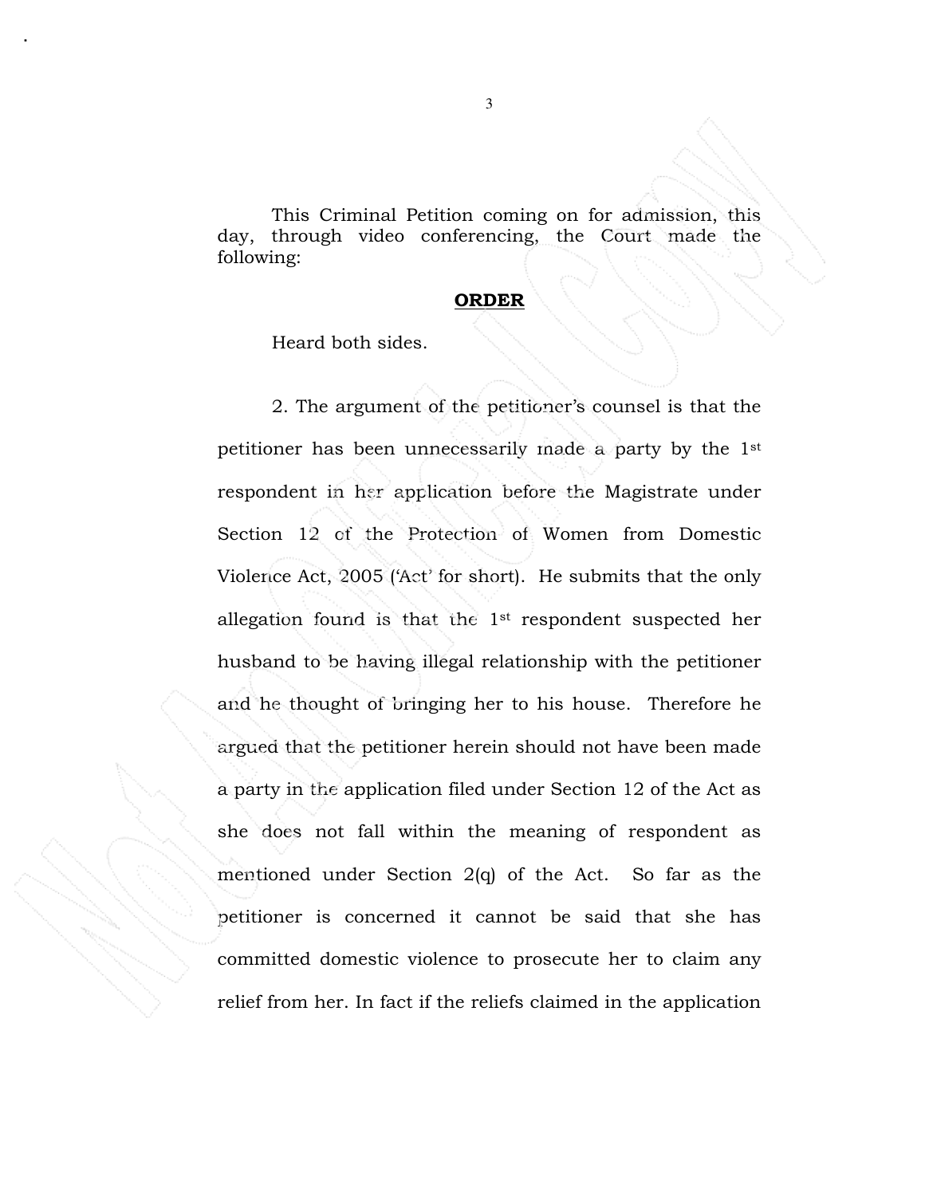This Criminal Petition coming on for admission, this day, through video conferencing, the Court made the following:

**ORDER**

Heard both sides.

2. The argument of the petitioner's counsel is that the petitioner has been unnecessarily made a party by the 1st respondent in her application before the Magistrate under Section 12 of the Protection of Women from Domestic Violence Act, 2005 ('Act' for short). He submits that the only allegation found is that the 1st respondent suspected her husband to be having illegal relationship with the petitioner and he thought of bringing her to his house. Therefore he argued that the petitioner herein should not have been made a party in the application filed under Section 12 of the Act as she does not fall within the meaning of respondent as mentioned under Section 2(q) of the Act. So far as the petitioner is concerned it cannot be said that she has committed domestic violence to prosecute her to claim any relief from her. In fact if the reliefs claimed in the application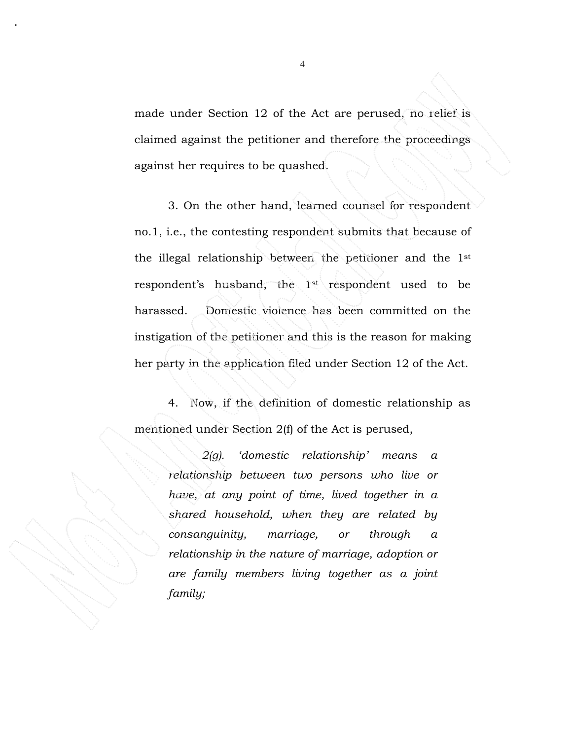made under Section 12 of the Act are perused, no relief is claimed against the petitioner and therefore the proceedings against her requires to be quashed.

3. On the other hand, learned counsel for respondent no.1, i.e., the contesting respondent submits that because of the illegal relationship between the petitioner and the 1st respondent's husband, the 1st respondent used to be harassed. Domestic violence has been committed on the instigation of the petitioner and this is the reason for making her party in the application filed under Section 12 of the Act.

4. Now, if the definition of domestic relationship as mentioned under Section 2(f) of the Act is perused,

> *2(g). 'domestic relationship' means a relationship between two persons who live or have, at any point of time, lived together in a shared household, when they are related by consanguinity, marriage, or through a relationship in the nature of marriage, adoption or are family members living together as a joint family;*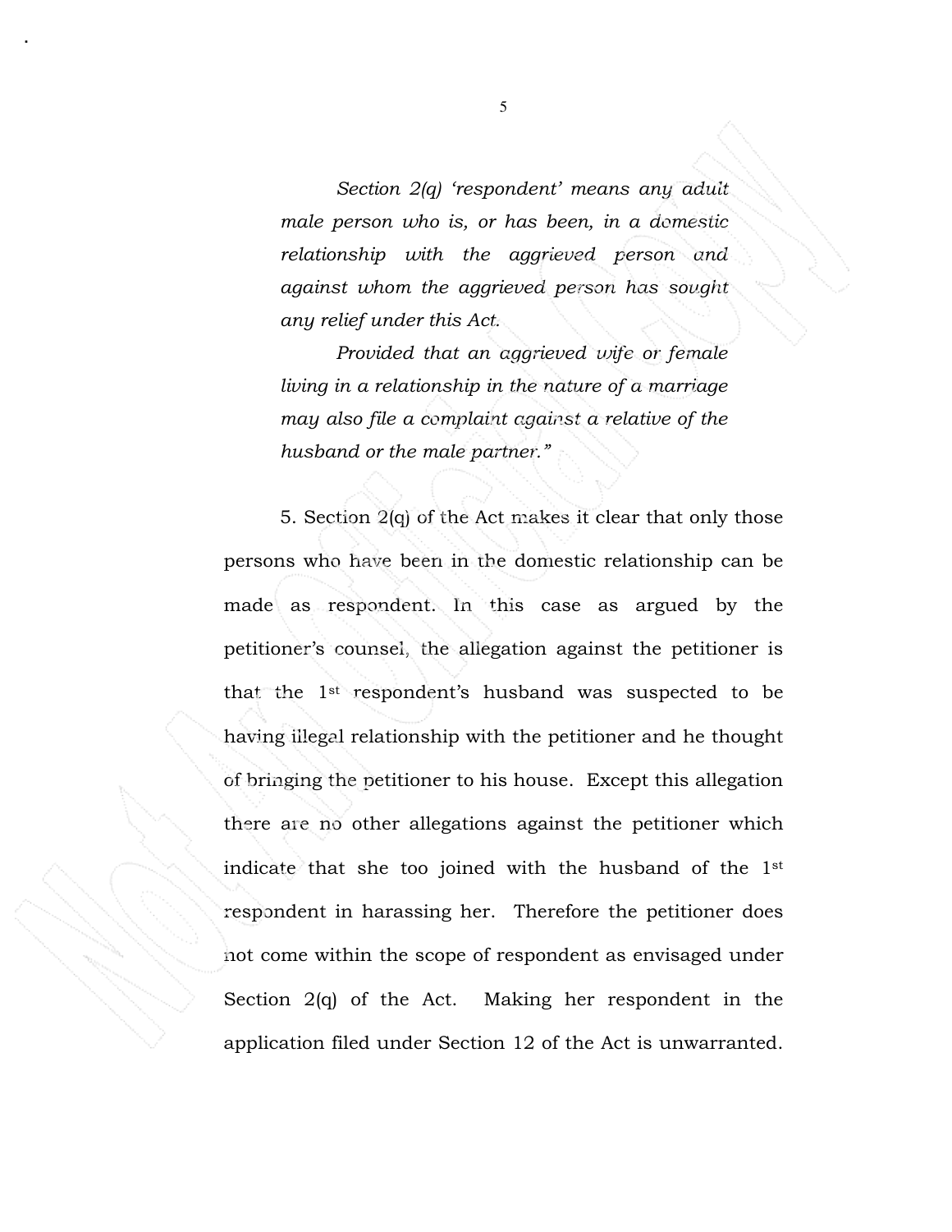*Section 2(q) 'respondent' means any adult male person who is, or has been, in a domestic relationship with the aggrieved person and against whom the aggrieved person has sought any relief under this Act.*

*Provided that an aggrieved wife or female living in a relationship in the nature of a marriage may also file a complaint against a relative of the husband or the male partner."*

5. Section 2(q) of the Act makes it clear that only those persons who have been in the domestic relationship can be made as respondent. In this case as argued by the petitioner's counsel, the allegation against the petitioner is that the 1st respondent's husband was suspected to be having illegal relationship with the petitioner and he thought of bringing the petitioner to his house. Except this allegation there are no other allegations against the petitioner which indicate that she too joined with the husband of the 1st respondent in harassing her. Therefore the petitioner does not come within the scope of respondent as envisaged under Section 2(q) of the Act. Making her respondent in the application filed under Section 12 of the Act is unwarranted.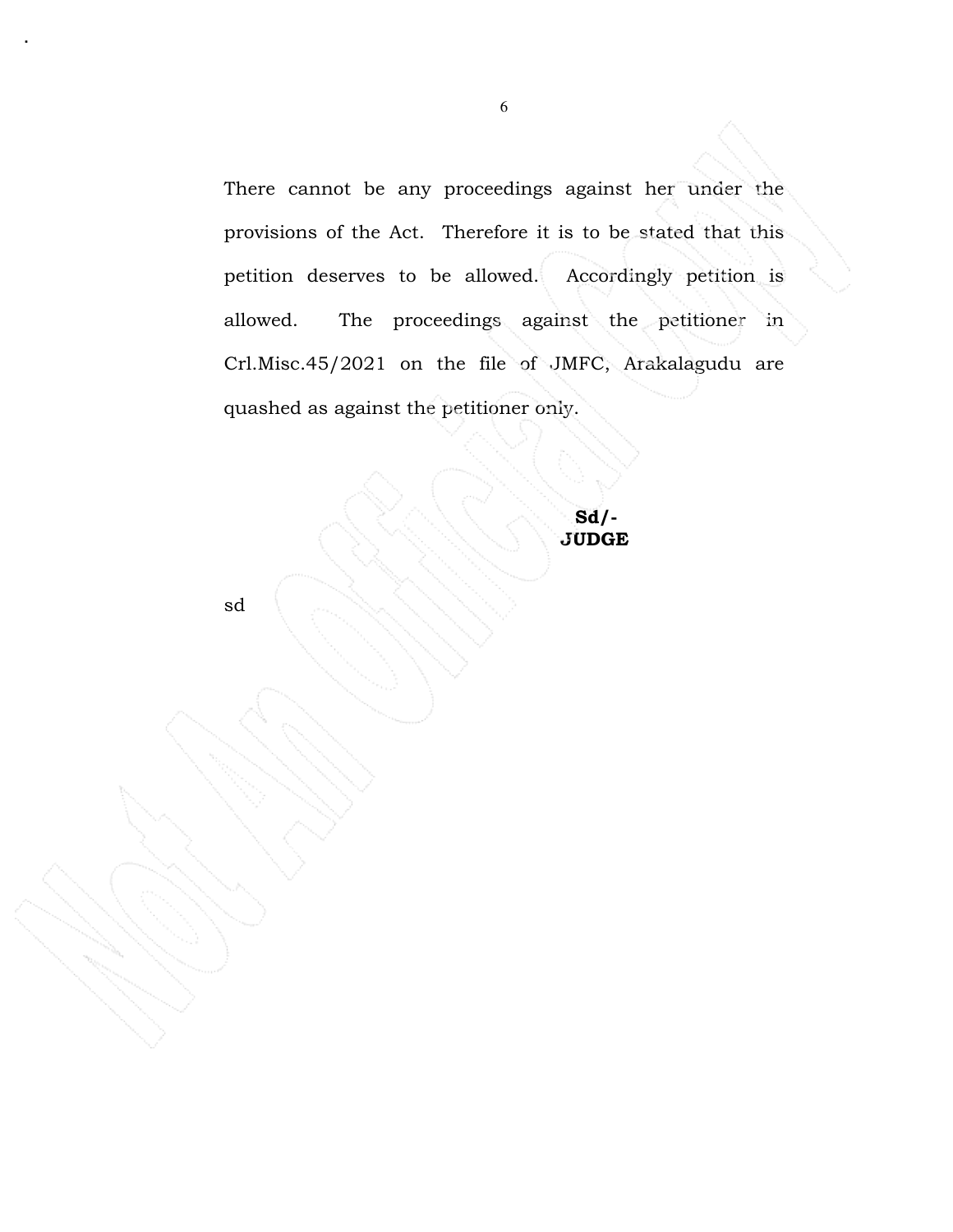There cannot be any proceedings against her under the provisions of the Act. Therefore it is to be stated that this petition deserves to be allowed. Accordingly petition is allowed. The proceedings against the petitioner in Crl.Misc.45/2021 on the file of JMFC, Arakalagudu are quashed as against the petitioner only.

**Sd/-**
**JUDGE**

sd